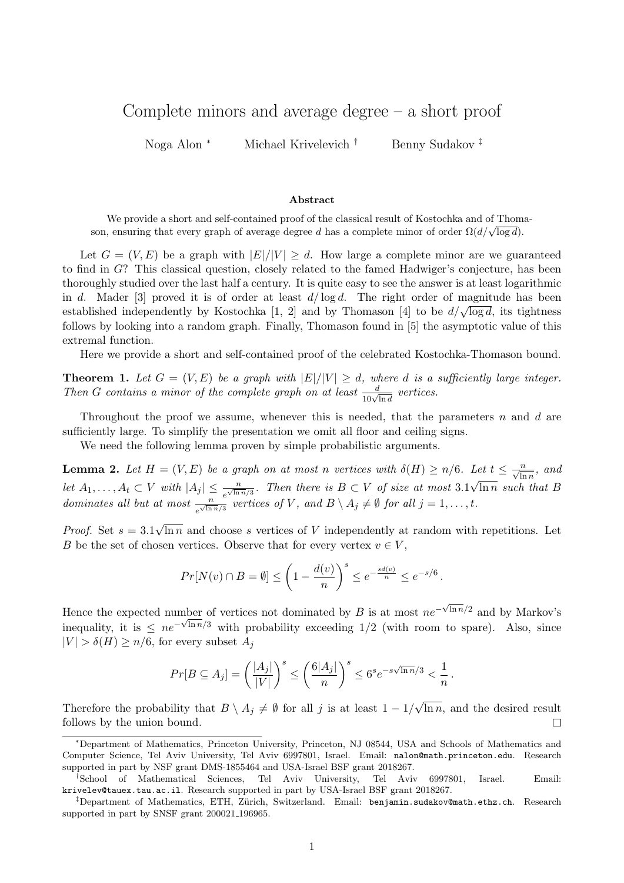# Complete minors and average degree – a short proof

Noga Alon [*] Michael Krivelevich [†] Benny Sudakov [‡]

### Abstract

We provide a short and self-contained proof of the classical result of Kostochka and of Thomason, ensuring that every graph of average degree $d$ has a complete minor of order $\Omega(d/\sqrt{\log d})$.

Let $G = (V, E)$ be a graph with $|E|/|V| \geq d$. How large a complete minor are we guaranteed to find in $G$? This classical question, closely related to the famed Hadwiger's conjecture, has been thoroughly studied over the last half a century. It is quite easy to see the answer is at least logarithmic in $d$. Mader [3] proved it is of order at least $d/\log d$. The right order of magnitude has been established independently by Kostochka [1, 2] and by Thomason [4] to be $d/\sqrt{\log d}$, its tightness follows by looking into a random graph. Finally, Thomason found in [5] the asymptotic value of this extremal function.

Here we provide a short and self-contained proof of the celebrated Kostochka-Thomason bound.

**Theorem 1.** *Let $G = (V, E)$ be a graph with $|E|/|V| \geq d$, where $d$ is a sufficiently large integer. Then $G$ contains a minor of the complete graph on at least $\frac{d}{10\sqrt{\ln d}}$ vertices.*

Throughout the proof we assume, whenever this is needed, that the parameters $n$ and $d$ are sufficiently large. To simplify the presentation we omit all floor and ceiling signs.

We need the following lemma proven by simple probabilistic arguments.

**Lemma 2.** *Let $H = (V, E)$ be a graph on at most $n$ vertices with $\delta(H) \geq n/6$. Let $t \leq \frac{n}{\sqrt{\ln n}}$, and let $A_1, \dots, A_t \subset V$ with $|A_j| \leq \frac{n}{e^{\sqrt{\ln n}/3}}$. Then there is $B \subset V$ of size at most $3.1\sqrt{\ln n}$ such that $B$ dominates all but at most $\frac{n}{e^{\sqrt{\ln n}/3}}$ vertices of $V$, and $B \setminus A_j \neq \emptyset$ for all $j = 1, \dots, t$.*

*Proof.* Set $s = 3.1\sqrt{\ln n}$ and choose $s$ vertices of $V$ independently at random with repetitions. Let $B$ be the set of chosen vertices. Observe that for every vertex $v \in V$,

$$Pr[N(v) \cap B = \emptyset] \leq \left(1 - \frac{d(v)}{n}\right)^s \leq e^{-\frac{sd(v)}{n}} \leq e^{-s/6}.$$

Hence the expected number of vertices not dominated by $B$ is at most $ne^{-\sqrt{\ln n}/2}$ and by Markov's inequality, it is $\leq ne^{-\sqrt{\ln n}/3}$ with probability exceeding $1/2$ (with room to spare). Also, since $|V| > \delta(H) \geq n/6$, for every subset $A_j$

$$Pr[B \subseteq A_j] = \left(\frac{|A_j|}{|V|}\right)^s \leq \left(\frac{6|A_j|}{n}\right)^s \leq 6^s e^{-s\sqrt{\ln n}/3} < \frac{1}{n}.$$

Therefore the probability that $B \setminus A_j \neq \emptyset$ for all $j$ is at least $1 - 1/\sqrt{\ln n}$, and the desired result follows by the union bound. $\square$

---

[*] Department of Mathematics, Princeton University, Princeton, NJ 08544, USA and Schools of Mathematics and Computer Science, Tel Aviv University, Tel Aviv 6997801, Israel. Email: nalon@math.princeton.edu. Research supported in part by NSF grant DMS-1855464 and USA-Israel BSF grant 2018267.

[†] School of Mathematical Sciences, Tel Aviv University, Tel Aviv 6997801, Israel. Email: krivelev@tauex.tau.ac.il. Research supported in part by USA-Israel BSF grant 2018267.

[‡] Department of Mathematics, ETH, Zürich, Switzerland. Email: benjamin.sudakov@math.ethz.ch. Research supported in part by SNSF grant 200021_196965.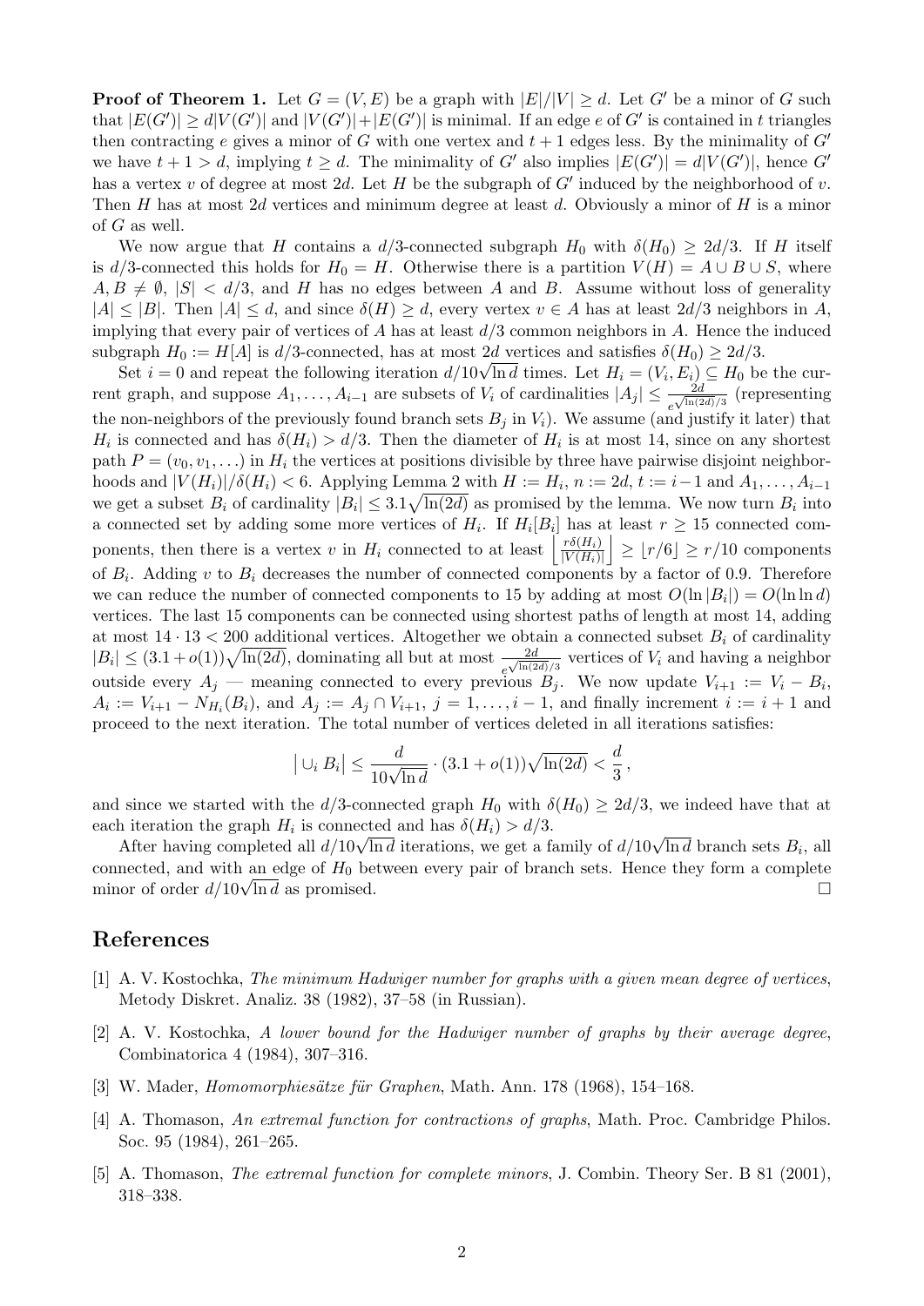**Proof of Theorem 1.** Let $G = (V, E)$ be a graph with $|E|/|V| \geq d$. Let $G'$ be a minor of $G$ such that $|E(G')| \geq d|V(G')|$ and $|V(G')|+|E(G')|$ is minimal. If an edge $e$ of $G'$ is contained in $t$ triangles then contracting $e$ gives a minor of $G$ with one vertex and $t+1$ edges less. By the minimality of $G'$ we have $t+1 > d$, implying $t \geq d$. The minimality of $G'$ also implies $|E(G')| = d|V(G')|$, hence $G'$ has a vertex $v$ of degree at most $2d$. Let $H$ be the subgraph of $G'$ induced by the neighborhood of $v$. Then $H$ has at most $2d$ vertices and minimum degree at least $d$. Obviously a minor of $H$ is a minor of $G$ as well.

We now argue that $H$ contains a $d/3$-connected subgraph $H_0$ with $\delta(H_0) \geq 2d/3$. If $H$ itself is $d/3$-connected this holds for $H_0 = H$. Otherwise there is a partition $V(H) = A \cup B \cup S$, where $A, B \neq \emptyset$, $|S| < d/3$, and $H$ has no edges between $A$ and $B$. Assume without loss of generality $|A| \leq |B|$. Then $|A| \leq d$, and since $\delta(H) \geq d$, every vertex $v \in A$ has at least $2d/3$ neighbors in $A$, implying that every pair of vertices of $A$ has at least $d/3$ common neighbors in $A$. Hence the induced subgraph $H_0 := H[A]$ is $d/3$-connected, has at most $2d$ vertices and satisfies $\delta(H_0) \geq 2d/3$.

Set $i = 0$ and repeat the following iteration $d/10\sqrt{\ln d}$ times. Let $H_i = (V_i, E_i) \subseteq H_0$ be the current graph, and suppose $A_1, \ldots, A_{i-1}$ are subsets of $V_i$ of cardinalities $|A_j| \leq \frac{2d}{e^{\sqrt{\ln(2d)}/3}}$ (representing the non-neighbors of the previously found branch sets $B_j$ in $V_i$). We assume (and justify it later) that $H_i$ is connected and has $\delta(H_i) > d/3$. Then the diameter of $H_i$ is at most 14, since on any shortest path $P = (v_0, v_1, \ldots)$ in $H_i$ the vertices at positions divisible by three have pairwise disjoint neighborhoods and $|V(H_i)|/\delta(H_i) < 6$. Applying Lemma 2 with $H := H_i$, $n := 2d$, $t := i-1$ and $A_1, \ldots, A_{i-1}$ we get a subset $B_i$ of cardinality $|B_i| \leq 3.1\sqrt{\ln(2d)}$ as promised by the lemma. We now turn $B_i$ into a connected set by adding some more vertices of $H_i$. If $H_i[B_i]$ has at least $r \geq 15$ connected components, then there is a vertex $v$ in $H_i$ connected to at least $\left\lfloor \frac{r\delta(H_i)}{|V(H_i)|} \right\rfloor \geq \lfloor r/6 \rfloor \geq r/10$ components of $B_i$. Adding $v$ to $B_i$ decreases the number of connected components by a factor of 0.9. Therefore we can reduce the number of connected components to 15 by adding at most $O(\ln |B_i|) = O(\ln \ln d)$ vertices. The last 15 components can be connected using shortest paths of length at most 14, adding at most $14 \cdot 13 < 200$ additional vertices. Altogether we obtain a connected subset $B_i$ of cardinality $|B_i| \leq (3.1 + o(1))\sqrt{\ln(2d)}$, dominating all but at most $\frac{2d}{e^{\sqrt{\ln(2d)}/3}}$ vertices of $V_i$ and having a neighbor outside every $A_j$ — meaning connected to every previous $B_j$. We now update $V_{i+1} := V_i - B_i$, $A_i := V_{i+1} - N_{H_i}(B_i)$, and $A_j := A_j \cap V_{i+1}$, $j = 1, \ldots, i-1$, and finally increment $i := i+1$ and proceed to the next iteration. The total number of vertices deleted in all iterations satisfies:

$$\big| \cup_i B_i \big| \leq \frac{d}{10\sqrt{\ln d}} \cdot (3.1 + o(1))\sqrt{\ln(2d)} < \frac{d}{3},$$

and since we started with the $d/3$-connected graph $H_0$ with $\delta(H_0) \geq 2d/3$, we indeed have that at each iteration the graph $H_i$ is connected and has $\delta(H_i) > d/3$.

After having completed all $d/10\sqrt{\ln d}$ iterations, we get a family of $d/10\sqrt{\ln d}$ branch sets $B_i$, all connected, and with an edge of $H_0$ between every pair of branch sets. Hence they form a complete minor of order $d/10\sqrt{\ln d}$ as promised. $\square$

## References

[1] A. V. Kostochka, *The minimum Hadwiger number for graphs with a given mean degree of vertices*, Metody Diskret. Analiz. 38 (1982), 37–58 (in Russian).

[2] A. V. Kostochka, *A lower bound for the Hadwiger number of graphs by their average degree*, Combinatorica 4 (1984), 307–316.

[3] W. Mader, *Homomorphiesätze für Graphen*, Math. Ann. 178 (1968), 154–168.

[4] A. Thomason, *An extremal function for contractions of graphs*, Math. Proc. Cambridge Philos. Soc. 95 (1984), 261–265.

[5] A. Thomason, *The extremal function for complete minors*, J. Combin. Theory Ser. B 81 (2001), 318–338.